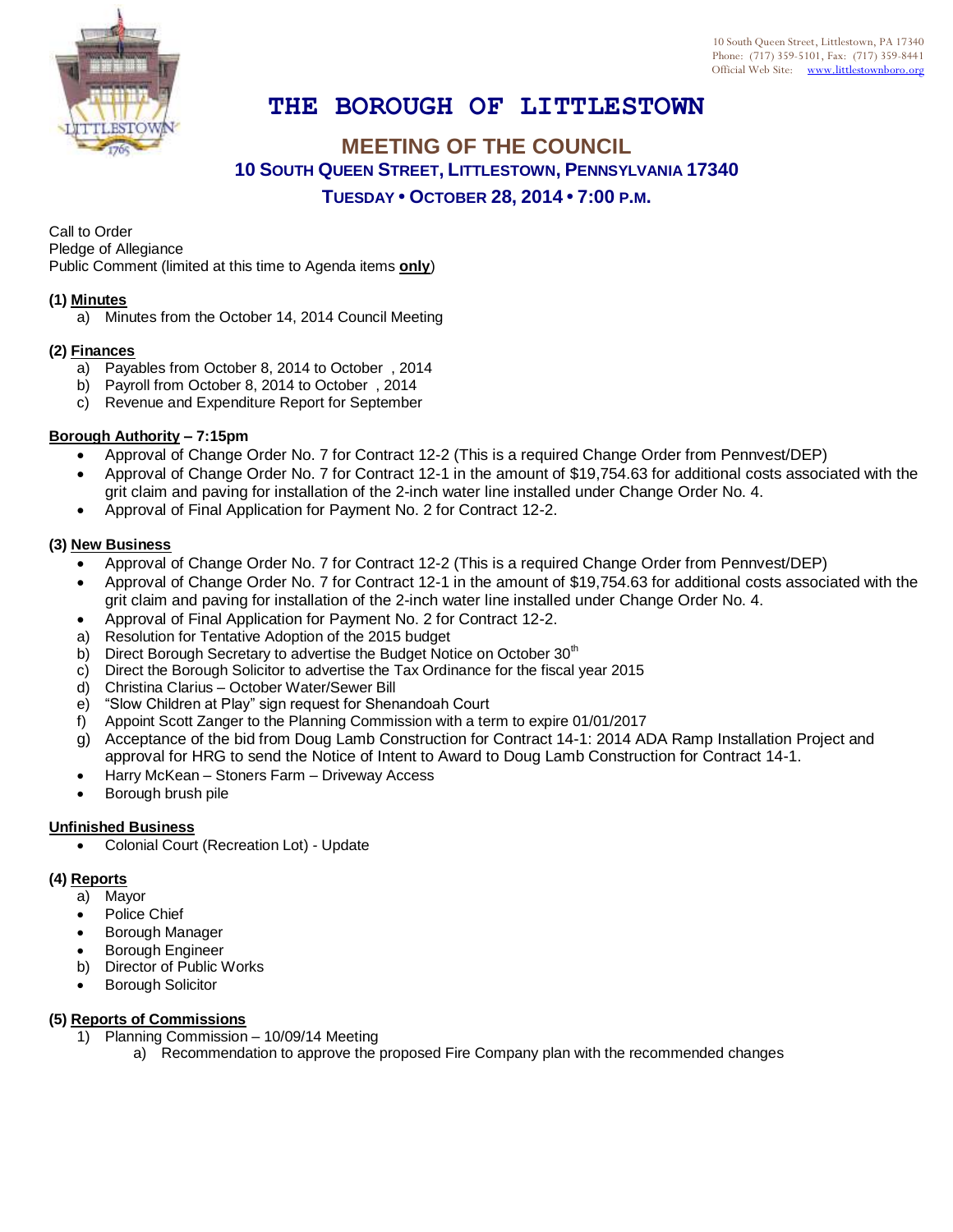10 South Queen Street, Littlestown, PA 17340
Phone: (717) 359-5101, Fax: (717) 359-8441
Official Web Site: www.littlestownboro.org

# THE BOROUGH OF LITTLESTOWN

## MEETING OF THE COUNCIL

### 10 SOUTH QUEEN STREET, LITTLESTOWN, PENNSYLVANIA 17340

### TUESDAY • OCTOBER 28, 2014 • 7:00 P.M.

Call to Order
Pledge of Allegiance
Public Comment (limited at this time to Agenda items **only**)

**(1) Minutes**

a) Minutes from the October 14, 2014 Council Meeting

**(2) Finances**

a) Payables from October 8, 2014 to October , 2014
b) Payroll from October 8, 2014 to October , 2014
c) Revenue and Expenditure Report for September

**Borough Authority – 7:15pm**

- Approval of Change Order No. 7 for Contract 12-2 (This is a required Change Order from Pennvest/DEP)
- Approval of Change Order No. 7 for Contract 12-1 in the amount of $19,754.63 for additional costs associated with the grit claim and paving for installation of the 2-inch water line installed under Change Order No. 4.
- Approval of Final Application for Payment No. 2 for Contract 12-2.

**(3) New Business**

- Approval of Change Order No. 7 for Contract 12-2 (This is a required Change Order from Pennvest/DEP)
- Approval of Change Order No. 7 for Contract 12-1 in the amount of $19,754.63 for additional costs associated with the grit claim and paving for installation of the 2-inch water line installed under Change Order No. 4.
- Approval of Final Application for Payment No. 2 for Contract 12-2.

a) Resolution for Tentative Adoption of the 2015 budget
b) Direct Borough Secretary to advertise the Budget Notice on October 30th
c) Direct the Borough Solicitor to advertise the Tax Ordinance for the fiscal year 2015
d) Christina Clarius – October Water/Sewer Bill
e) "Slow Children at Play" sign request for Shenandoah Court
f) Appoint Scott Zanger to the Planning Commission with a term to expire 01/01/2017
g) Acceptance of the bid from Doug Lamb Construction for Contract 14-1: 2014 ADA Ramp Installation Project and approval for HRG to send the Notice of Intent to Award to Doug Lamb Construction for Contract 14-1.

- Harry McKean – Stoners Farm – Driveway Access
- Borough brush pile

**Unfinished Business**

- Colonial Court (Recreation Lot) - Update

**(4) Reports**

a) Mayor

- Police Chief
- Borough Manager
- Borough Engineer

b) Director of Public Works

- Borough Solicitor

**(5) Reports of Commissions**

1) Planning Commission – 10/09/14 Meeting
   a) Recommendation to approve the proposed Fire Company plan with the recommended changes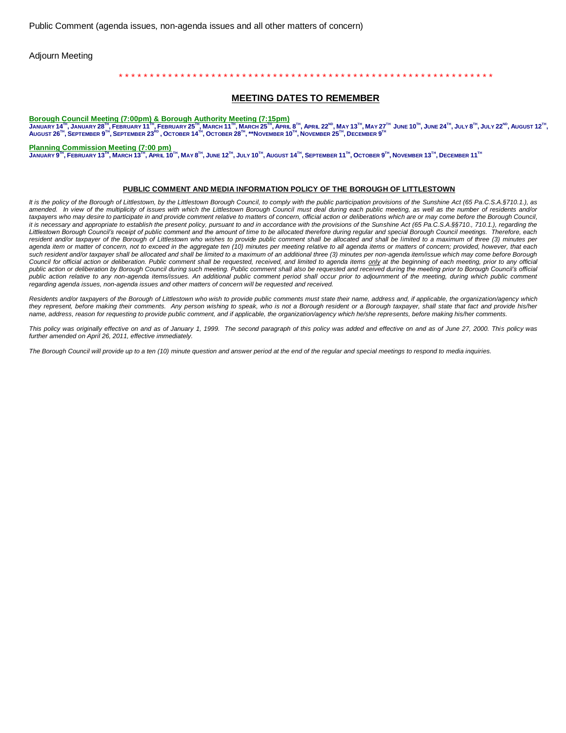Public Comment (agenda issues, non-agenda issues and all other matters of concern)

Adjourn Meeting

* * * * * * * * * * * * * * * * * * * * * * * * * * * * * * * * * * * * * * * * * * * * * * * * * * * * * * * * * * * * * * * * *

## MEETING DATES TO REMEMBER

**Borough Council Meeting (7:00pm) & Borough Authority Meeting (7:15pm)**
**JANUARY 14TH, JANUARY 28TH, FEBRUARY 11TH, FEBRUARY 25TH, MARCH 11TH, MARCH 25TH, APRIL 8TH, APRIL 22ND, MAY 13TH, MAY 27TH JUNE 10TH, JUNE 24TH, JULY 8TH, JULY 22ND, AUGUST 12TH, AUGUST 26TH, SEPTEMBER 9TH, SEPTEMBER 23RD, OCTOBER 14TH, OCTOBER 28TH, **NOVEMBER 10TH, NOVEMBER 25TH, DECEMBER 9TH**

**Planning Commission Meeting (7:00 pm)**
**JANUARY 9TH, FEBRUARY 13TH, MARCH 13TH, APRIL 10TH, MAY 8TH, JUNE 12TH, JULY 10TH, AUGUST 14TH, SEPTEMBER 11TH, OCTOBER 9TH, NOVEMBER 13TH, DECEMBER 11TH**

### PUBLIC COMMENT AND MEDIA INFORMATION POLICY OF THE BOROUGH OF LITTLESTOWN

*It is the policy of the Borough of Littlestown, by the Littlestown Borough Council, to comply with the public participation provisions of the Sunshine Act (65 Pa.C.S.A.§710.1.), as amended. In view of the multiplicity of issues with which the Littlestown Borough Council must deal during each public meeting, as well as the number of residents and/or taxpayers who may desire to participate in and provide comment relative to matters of concern, official action or deliberations which are or may come before the Borough Council, it is necessary and appropriate to establish the present policy, pursuant to and in accordance with the provisions of the Sunshine Act (65 Pa.C.S.A.§§710., 710.1.), regarding the Littlestown Borough Council's receipt of public comment and the amount of time to be allocated therefore during regular and special Borough Council meetings. Therefore, each resident and/or taxpayer of the Borough of Littlestown who wishes to provide public comment shall be allocated and shall be limited to a maximum of three (3) minutes per agenda item or matter of concern, not to exceed in the aggregate ten (10) minutes per meeting relative to all agenda items or matters of concern; provided, however, that each such resident and/or taxpayer shall be allocated and shall be limited to a maximum of an additional three (3) minutes per non-agenda item/issue which may come before Borough Council for official action or deliberation. Public comment shall be requested, received, and limited to agenda items only at the beginning of each meeting, prior to any official public action or deliberation by Borough Council during such meeting. Public comment shall also be requested and received during the meeting prior to Borough Council's official public action relative to any non-agenda items/issues. An additional public comment period shall occur prior to adjournment of the meeting, during which public comment regarding agenda issues, non-agenda issues and other matters of concern will be requested and received.*

*Residents and/or taxpayers of the Borough of Littlestown who wish to provide public comments must state their name, address and, if applicable, the organization/agency which they represent, before making their comments. Any person wishing to speak, who is not a Borough resident or a Borough taxpayer, shall state that fact and provide his/her name, address, reason for requesting to provide public comment, and if applicable, the organization/agency which he/she represents, before making his/her comments.*

*This policy was originally effective on and as of January 1, 1999. The second paragraph of this policy was added and effective on and as of June 27, 2000. This policy was further amended on April 26, 2011, effective immediately.*

*The Borough Council will provide up to a ten (10) minute question and answer period at the end of the regular and special meetings to respond to media inquiries.*